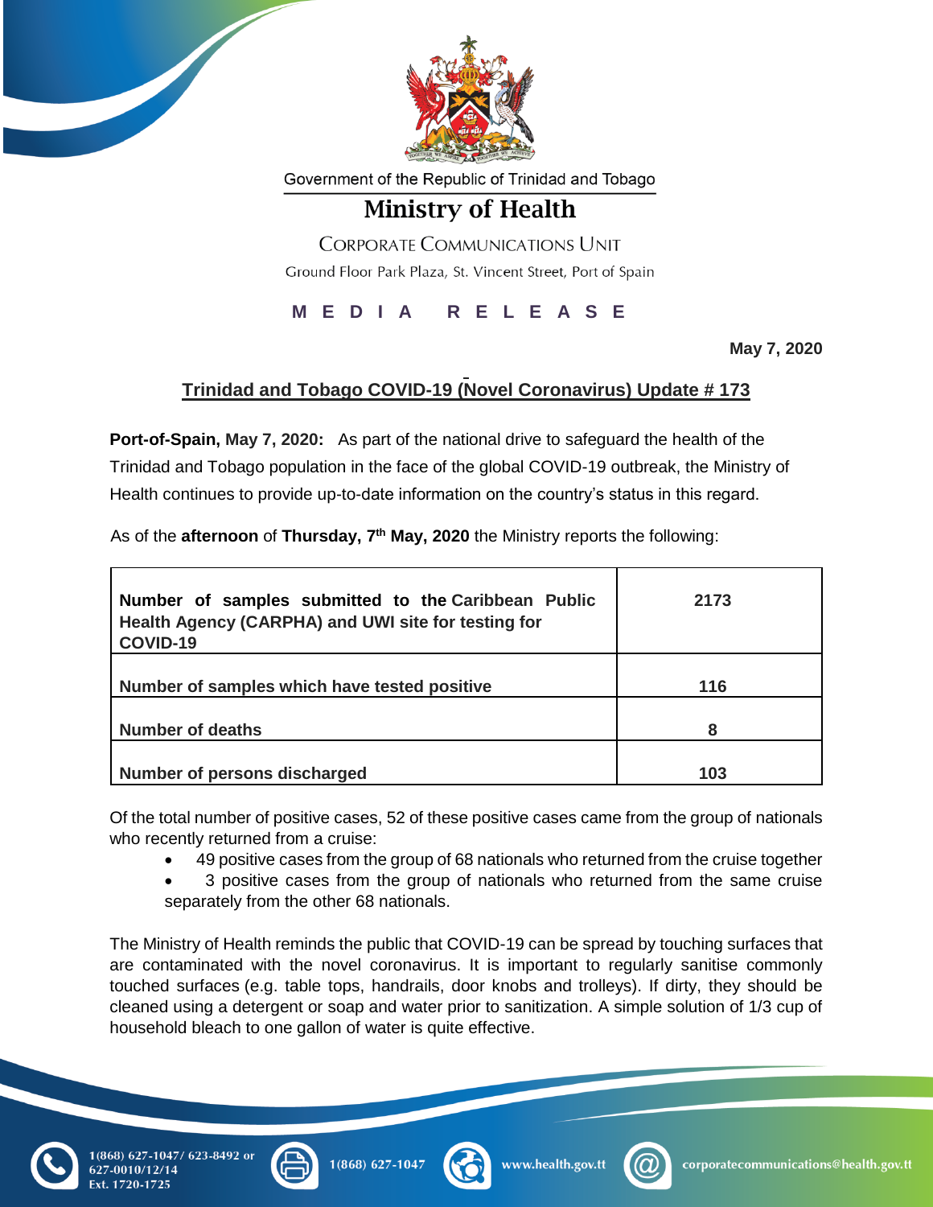Government of the Republic of Trinidad and Tobago

# Ministry of Health

CORPORATE COMMUNICATIONS UNIT

Ground Floor Park Plaza, St. Vincent Street, Port of Spain

**MEDIA RELEASE**

**May 7, 2020**

## Trinidad and Tobago COVID-19 (Novel Coronavirus) Update # 173

**Port-of-Spain, May 7, 2020:** As part of the national drive to safeguard the health of the Trinidad and Tobago population in the face of the global COVID-19 outbreak, the Ministry of Health continues to provide up-to-date information on the country's status in this regard.

As of the **afternoon** of **Thursday, 7th May, 2020** the Ministry reports the following:

| | |
|---|---|
| **Number of samples submitted to the Caribbean Public Health Agency (CARPHA) and UWI site for testing for COVID-19** | **2173** |
| **Number of samples which have tested positive** | **116** |
| **Number of deaths** | **8** |
| **Number of persons discharged** | **103** |

Of the total number of positive cases, 52 of these positive cases came from the group of nationals who recently returned from a cruise:

- 49 positive cases from the group of 68 nationals who returned from the cruise together
- 3 positive cases from the group of nationals who returned from the same cruise separately from the other 68 nationals.

The Ministry of Health reminds the public that COVID-19 can be spread by touching surfaces that are contaminated with the novel coronavirus. It is important to regularly sanitise commonly touched surfaces (e.g. table tops, handrails, door knobs and trolleys). If dirty, they should be cleaned using a detergent or soap and water prior to sanitization. A simple solution of 1/3 cup of household bleach to one gallon of water is quite effective.

1(868) 627-1047/ 623-8492 or 627-0010/12/14 Ext. 1720-1725 | 1(868) 627-1047 | www.health.gov.tt | corporatecommunications@health.gov.tt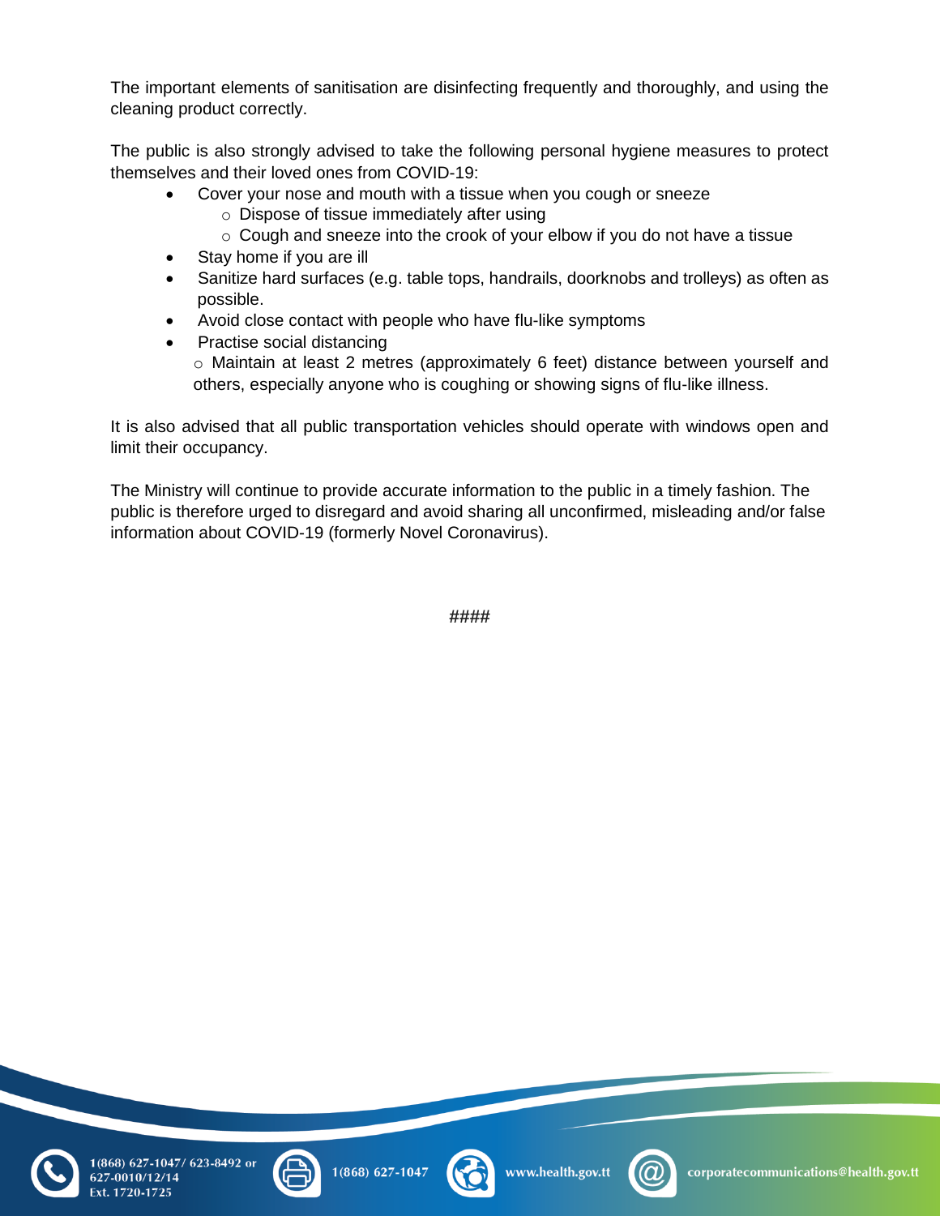The important elements of sanitisation are disinfecting frequently and thoroughly, and using the cleaning product correctly.

The public is also strongly advised to take the following personal hygiene measures to protect themselves and their loved ones from COVID-19:

- Cover your nose and mouth with a tissue when you cough or sneeze
  - Dispose of tissue immediately after using
  - Cough and sneeze into the crook of your elbow if you do not have a tissue
- Stay home if you are ill
- Sanitize hard surfaces (e.g. table tops, handrails, doorknobs and trolleys) as often as possible.
- Avoid close contact with people who have flu-like symptoms
- Practise social distancing
  - Maintain at least 2 metres (approximately 6 feet) distance between yourself and others, especially anyone who is coughing or showing signs of flu-like illness.

It is also advised that all public transportation vehicles should operate with windows open and limit their occupancy.

The Ministry will continue to provide accurate information to the public in a timely fashion. The public is therefore urged to disregard and avoid sharing all unconfirmed, misleading and/or false information about COVID-19 (formerly Novel Coronavirus).

####